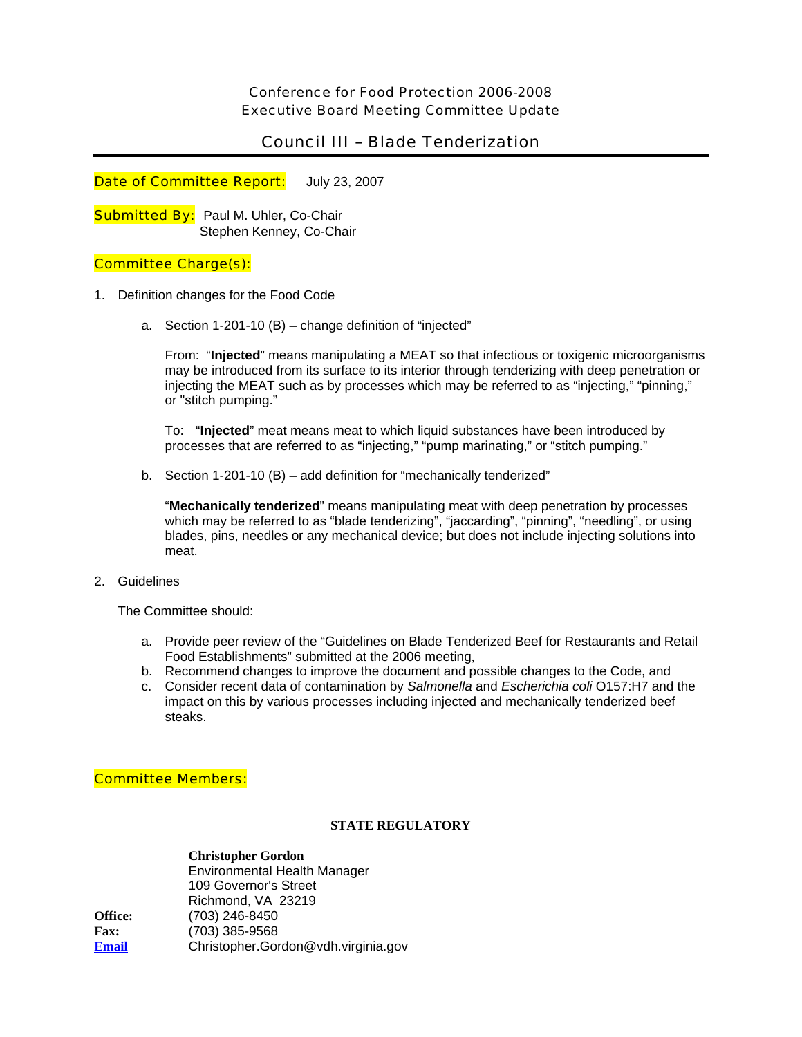# Conference for Food Protection 2006-2008
## Executive Board Meeting Committee Update

## Council III – Blade Tenderization

**Date of Committee Report:** July 23, 2007

**Submitted By:** Paul M. Uhler, Co-Chair
Stephen Kenney, Co-Chair

**Committee Charge(s):**

1. Definition changes for the Food Code

   a. Section 1-201-10 (B) – change definition of "injected"

      From: "**Injected**" means manipulating a MEAT so that infectious or toxigenic microorganisms may be introduced from its surface to its interior through tenderizing with deep penetration or injecting the MEAT such as by processes which may be referred to as "injecting," "pinning," or "stitch pumping."

      To: "**Injected**" meat means meat to which liquid substances have been introduced by processes that are referred to as "injecting," "pump marinating," or "stitch pumping."

   b. Section 1-201-10 (B) – add definition for "mechanically tenderized"

      "**Mechanically tenderized**" means manipulating meat with deep penetration by processes which may be referred to as "blade tenderizing", "jaccarding", "pinning", "needling", or using blades, pins, needles or any mechanical device; but does not include injecting solutions into meat.

2. Guidelines

   The Committee should:

   a. Provide peer review of the "Guidelines on Blade Tenderized Beef for Restaurants and Retail Food Establishments" submitted at the 2006 meeting,
   b. Recommend changes to improve the document and possible changes to the Code, and
   c. Consider recent data of contamination by *Salmonella* and *Escherichia coli* O157:H7 and the impact on this by various processes including injected and mechanically tenderized beef steaks.

**Committee Members:**

**STATE REGULATORY**

**Christopher Gordon**
Environmental Health Manager
109 Governor's Street
Richmond, VA 23219
**Office:** (703) 246-8450
**Fax:** (703) 385-9568
**Email** Christopher.Gordon@vdh.virginia.gov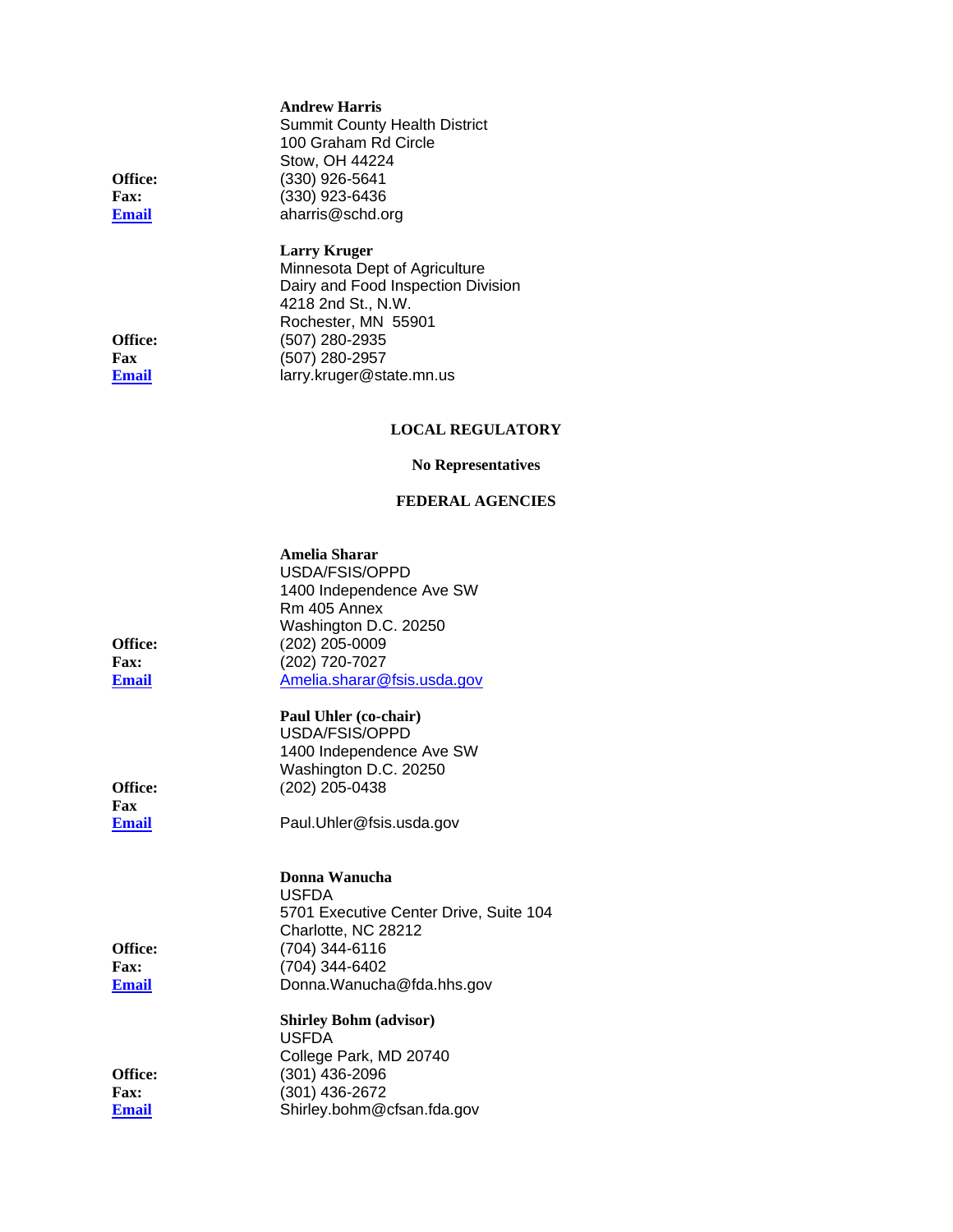**Andrew Harris**
Summit County Health District
100 Graham Rd Circle
Stow, OH 44224

**Office:** (330) 926-5641
**Fax:** (330) 923-6436
**Email** aharris@schd.org

**Larry Kruger**
Minnesota Dept of Agriculture
Dairy and Food Inspection Division
4218 2nd St., N.W.
Rochester, MN 55901

**Office:** (507) 280-2935
**Fax** (507) 280-2957
**Email** larry.kruger@state.mn.us

## LOCAL REGULATORY

**No Representatives**

## FEDERAL AGENCIES

**Amelia Sharar**
USDA/FSIS/OPPD
1400 Independence Ave SW
Rm 405 Annex
Washington D.C. 20250

**Office:** (202) 205-0009
**Fax:** (202) 720-7027
**Email** Amelia.sharar@fsis.usda.gov

**Paul Uhler (co-chair)**
USDA/FSIS/OPPD
1400 Independence Ave SW
Washington D.C. 20250

**Office:** (202) 205-0438
**Fax**
**Email** Paul.Uhler@fsis.usda.gov

**Donna Wanucha**
USFDA
5701 Executive Center Drive, Suite 104
Charlotte, NC 28212

**Office:** (704) 344-6116
**Fax:** (704) 344-6402
**Email** Donna.Wanucha@fda.hhs.gov

**Shirley Bohm (advisor)**
USFDA
College Park, MD 20740

**Office:** (301) 436-2096
**Fax:** (301) 436-2672
**Email** Shirley.bohm@cfsan.fda.gov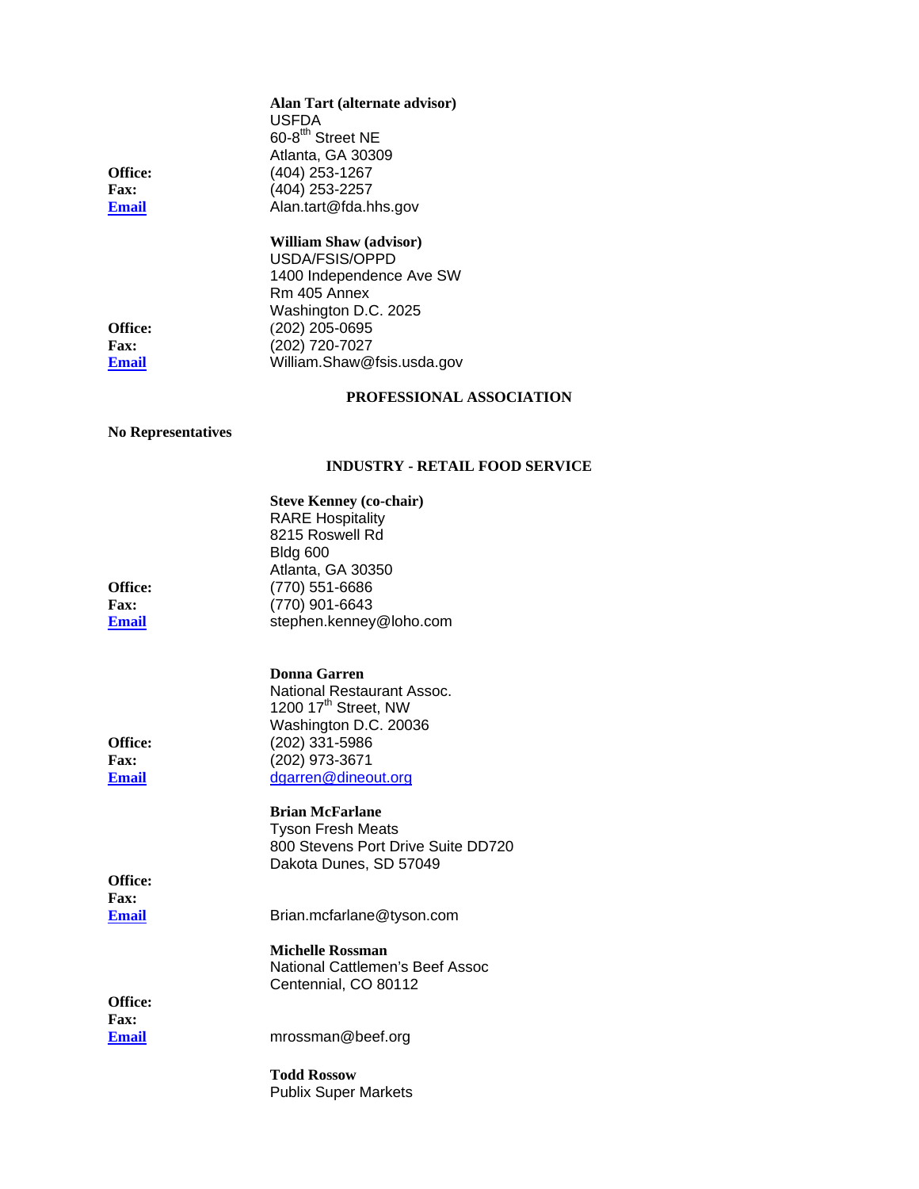**Alan Tart (alternate advisor)**
USFDA
60-8[tth] Street NE
Atlanta, GA 30309

**Office:** (404) 253-1267
**Fax:** (404) 253-2257
**Email** Alan.tart@fda.hhs.gov

**William Shaw (advisor)**
USDA/FSIS/OPPD
1400 Independence Ave SW
Rm 405 Annex
Washington D.C. 2025

**Office:** (202) 205-0695
**Fax:** (202) 720-7027
**Email** William.Shaw@fsis.usda.gov

## PROFESSIONAL ASSOCIATION

**No Representatives**

## INDUSTRY - RETAIL FOOD SERVICE

**Steve Kenney (co-chair)**
RARE Hospitality
8215 Roswell Rd
Bldg 600
Atlanta, GA 30350

**Office:** (770) 551-6686
**Fax:** (770) 901-6643
**Email** stephen.kenney@loho.com

**Donna Garren**
National Restaurant Assoc.
1200 17[th] Street, NW
Washington D.C. 20036

**Office:** (202) 331-5986
**Fax:** (202) 973-3671
**Email** dgarren@dineout.org

**Brian McFarlane**
Tyson Fresh Meats
800 Stevens Port Drive Suite DD720
Dakota Dunes, SD 57049

**Office:**
**Fax:**
**Email** Brian.mcfarlane@tyson.com

**Michelle Rossman**
National Cattlemen's Beef Assoc
Centennial, CO 80112

**Office:**
**Fax:**
**Email** mrossman@beef.org

**Todd Rossow**
Publix Super Markets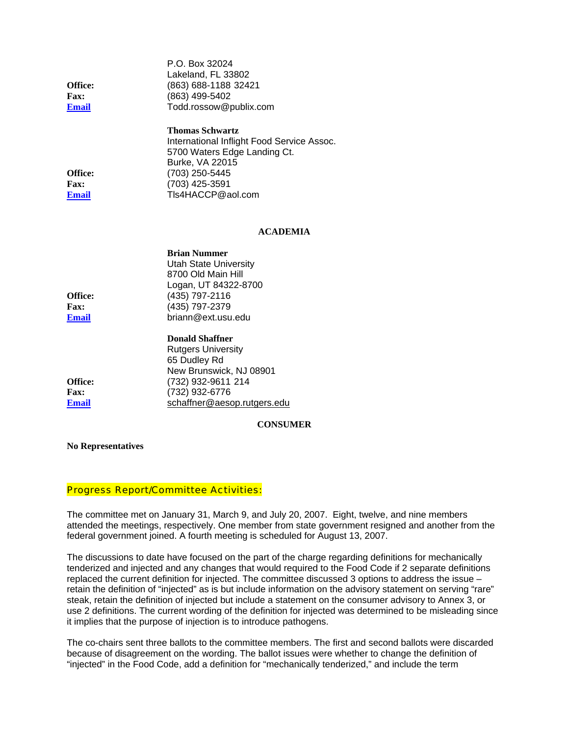P.O. Box 32024
Lakeland, FL 33802

**Office:** (863) 688-1188 32421
**Fax:** (863) 499-5402
**Email** Todd.rossow@publix.com

**Thomas Schwartz**
International Inflight Food Service Assoc.
5700 Waters Edge Landing Ct.
Burke, VA 22015

**Office:** (703) 250-5445
**Fax:** (703) 425-3591
**Email** Tls4HACCP@aol.com

## ACADEMIA

**Brian Nummer**
Utah State University
8700 Old Main Hill
Logan, UT 84322-8700

**Office:** (435) 797-2116
**Fax:** (435) 797-2379
**Email** briann@ext.usu.edu

**Donald Shaffner**
Rutgers University
65 Dudley Rd
New Brunswick, NJ 08901

**Office:** (732) 932-9611 214
**Fax:** (732) 932-6776
**Email** schaffner@aesop.rutgers.edu

## CONSUMER

**No Representatives**

## Progress Report/Committee Activities:

The committee met on January 31, March 9, and July 20, 2007. Eight, twelve, and nine members attended the meetings, respectively. One member from state government resigned and another from the federal government joined. A fourth meeting is scheduled for August 13, 2007.

The discussions to date have focused on the part of the charge regarding definitions for mechanically tenderized and injected and any changes that would required to the Food Code if 2 separate definitions replaced the current definition for injected. The committee discussed 3 options to address the issue – retain the definition of "injected" as is but include information on the advisory statement on serving "rare" steak, retain the definition of injected but include a statement on the consumer advisory to Annex 3, or use 2 definitions. The current wording of the definition for injected was determined to be misleading since it implies that the purpose of injection is to introduce pathogens.

The co-chairs sent three ballots to the committee members. The first and second ballots were discarded because of disagreement on the wording. The ballot issues were whether to change the definition of "injected" in the Food Code, add a definition for "mechanically tenderized," and include the term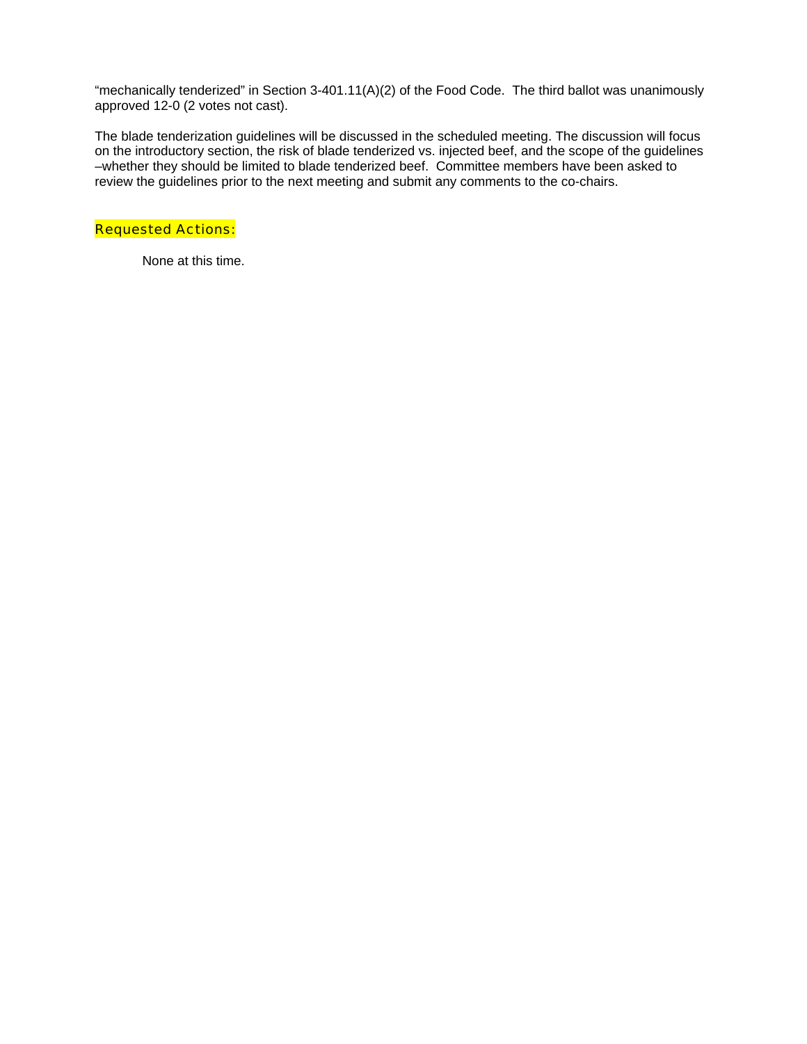"mechanically tenderized" in Section 3-401.11(A)(2) of the Food Code. The third ballot was unanimously approved 12-0 (2 votes not cast).

The blade tenderization guidelines will be discussed in the scheduled meeting. The discussion will focus on the introductory section, the risk of blade tenderized vs. injected beef, and the scope of the guidelines –whether they should be limited to blade tenderized beef. Committee members have been asked to review the guidelines prior to the next meeting and submit any comments to the co-chairs.

**Requested Actions:**

None at this time.